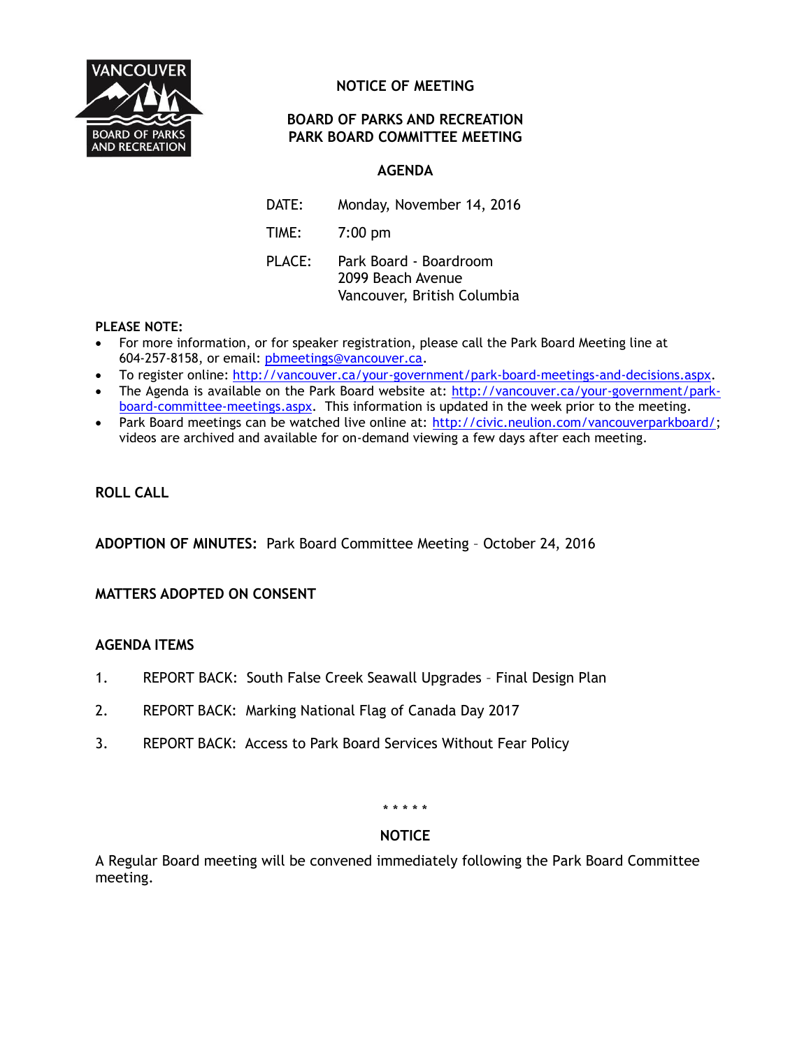# NOTICE OF MEETING

## BOARD OF PARKS AND RECREATION
## PARK BOARD COMMITTEE MEETING

### AGENDA

DATE: Monday, November 14, 2016

TIME: 7:00 pm

PLACE: Park Board - Boardroom
2099 Beach Avenue
Vancouver, British Columbia

**PLEASE NOTE:**

- For more information, or for speaker registration, please call the Park Board Meeting line at 604-257-8158, or email: pbmeetings@vancouver.ca.
- To register online: http://vancouver.ca/your-government/park-board-meetings-and-decisions.aspx.
- The Agenda is available on the Park Board website at: http://vancouver.ca/your-government/park-board-committee-meetings.aspx. This information is updated in the week prior to the meeting.
- Park Board meetings can be watched live online at: http://civic.neulion.com/vancouverparkboard/; videos are archived and available for on-demand viewing a few days after each meeting.

**ROLL CALL**

**ADOPTION OF MINUTES:** Park Board Committee Meeting – October 24, 2016

**MATTERS ADOPTED ON CONSENT**

**AGENDA ITEMS**

1. REPORT BACK: South False Creek Seawall Upgrades – Final Design Plan
2. REPORT BACK: Marking National Flag of Canada Day 2017
3. REPORT BACK: Access to Park Board Services Without Fear Policy

\* \* \* \* \*

**NOTICE**

A Regular Board meeting will be convened immediately following the Park Board Committee meeting.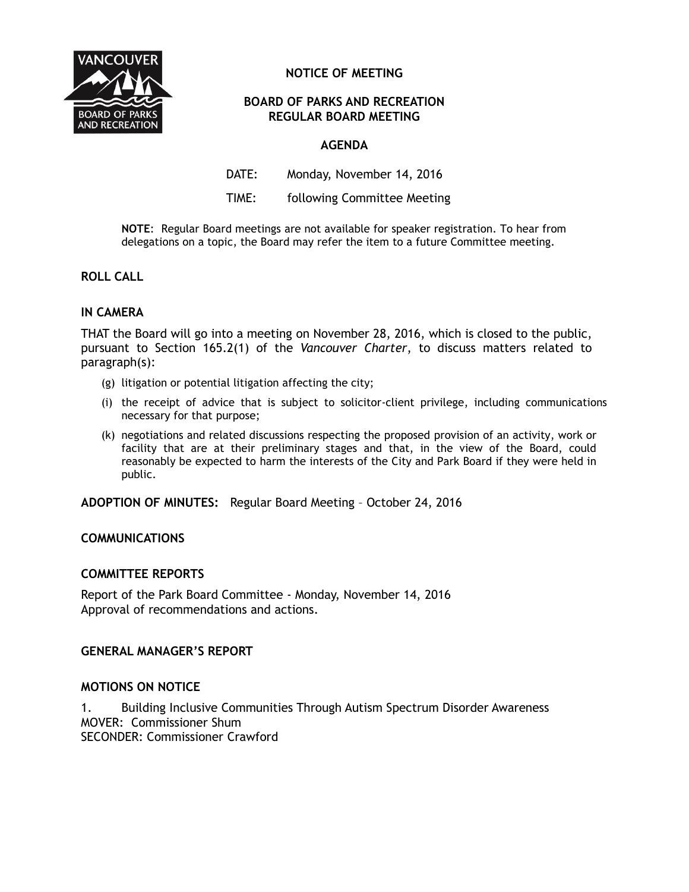# NOTICE OF MEETING

## BOARD OF PARKS AND RECREATION
## REGULAR BOARD MEETING

### AGENDA

DATE: Monday, November 14, 2016

TIME: following Committee Meeting

**NOTE**: Regular Board meetings are not available for speaker registration. To hear from delegations on a topic, the Board may refer the item to a future Committee meeting.

**ROLL CALL**

**IN CAMERA**

THAT the Board will go into a meeting on November 28, 2016, which is closed to the public, pursuant to Section 165.2(1) of the *Vancouver Charter*, to discuss matters related to paragraph(s):

(g) litigation or potential litigation affecting the city;

(i) the receipt of advice that is subject to solicitor-client privilege, including communications necessary for that purpose;

(k) negotiations and related discussions respecting the proposed provision of an activity, work or facility that are at their preliminary stages and that, in the view of the Board, could reasonably be expected to harm the interests of the City and Park Board if they were held in public.

**ADOPTION OF MINUTES:** Regular Board Meeting – October 24, 2016

**COMMUNICATIONS**

**COMMITTEE REPORTS**

Report of the Park Board Committee - Monday, November 14, 2016
Approval of recommendations and actions.

**GENERAL MANAGER'S REPORT**

**MOTIONS ON NOTICE**

1. Building Inclusive Communities Through Autism Spectrum Disorder Awareness
MOVER: Commissioner Shum
SECONDER: Commissioner Crawford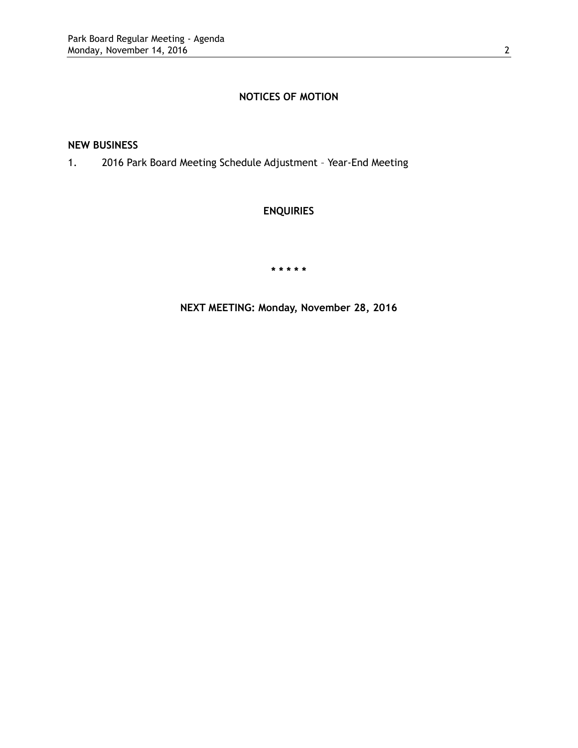## NOTICES OF MOTION

**NEW BUSINESS**

1. 2016 Park Board Meeting Schedule Adjustment – Year-End Meeting

## ENQUIRIES

\* \* \* \* \*

**NEXT MEETING: Monday, November 28, 2016**